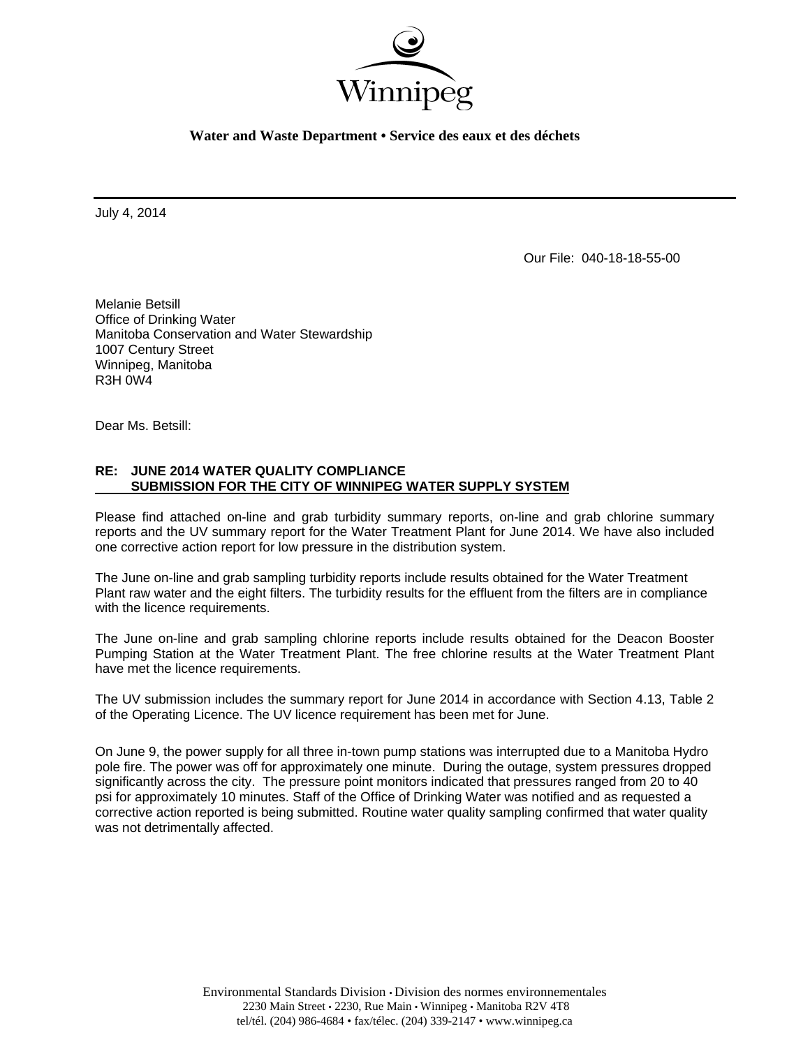Winnipeg

**Water and Waste Department • Service des eaux et des déchets**

---

July 4, 2014

Our File: 040-18-18-55-00

Melanie Betsill
Office of Drinking Water
Manitoba Conservation and Water Stewardship
1007 Century Street
Winnipeg, Manitoba
R3H 0W4

Dear Ms. Betsill:

**RE: JUNE 2014 WATER QUALITY COMPLIANCE SUBMISSION FOR THE CITY OF WINNIPEG WATER SUPPLY SYSTEM**

Please find attached on-line and grab turbidity summary reports, on-line and grab chlorine summary reports and the UV summary report for the Water Treatment Plant for June 2014. We have also included one corrective action report for low pressure in the distribution system.

The June on-line and grab sampling turbidity reports include results obtained for the Water Treatment Plant raw water and the eight filters. The turbidity results for the effluent from the filters are in compliance with the licence requirements.

The June on-line and grab sampling chlorine reports include results obtained for the Deacon Booster Pumping Station at the Water Treatment Plant. The free chlorine results at the Water Treatment Plant have met the licence requirements.

The UV submission includes the summary report for June 2014 in accordance with Section 4.13, Table 2 of the Operating Licence. The UV licence requirement has been met for June.

On June 9, the power supply for all three in-town pump stations was interrupted due to a Manitoba Hydro pole fire. The power was off for approximately one minute. During the outage, system pressures dropped significantly across the city. The pressure point monitors indicated that pressures ranged from 20 to 40 psi for approximately 10 minutes. Staff of the Office of Drinking Water was notified and as requested a corrective action reported is being submitted. Routine water quality sampling confirmed that water quality was not detrimentally affected.

Environmental Standards Division • Division des normes environnementales
2230 Main Street • 2230, Rue Main • Winnipeg • Manitoba R2V 4T8
tel/tél. (204) 986-4684 • fax/télec. (204) 339-2147 • www.winnipeg.ca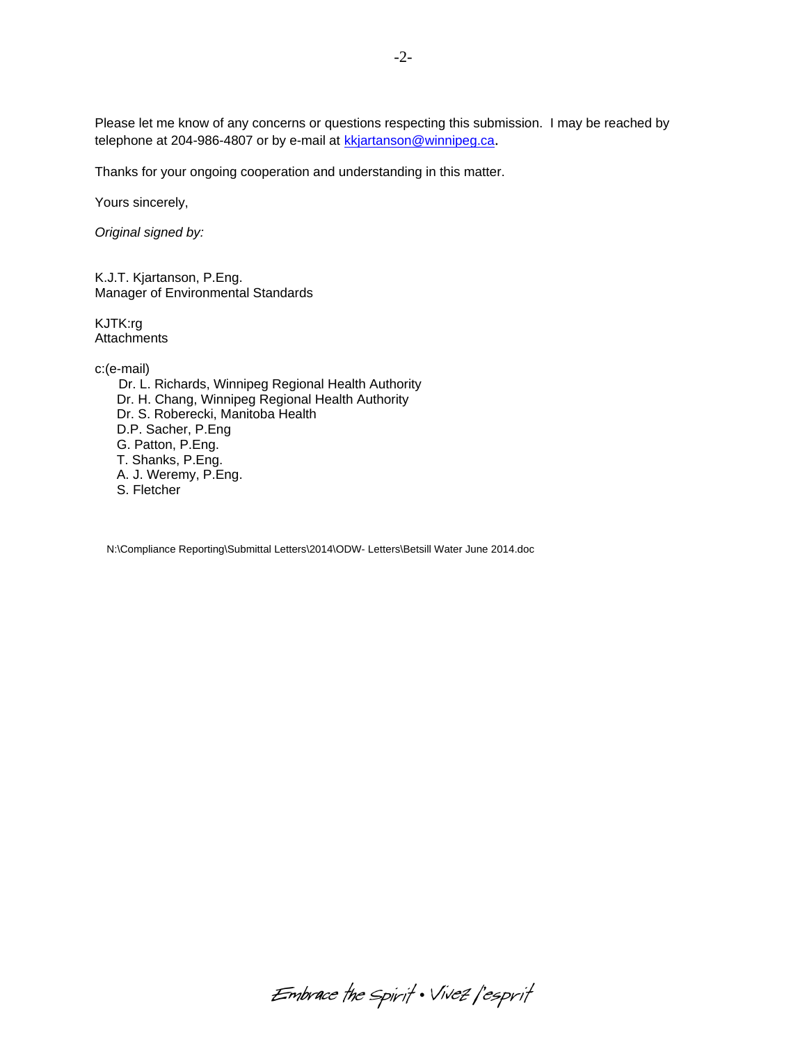Please let me know of any concerns or questions respecting this submission. I may be reached by telephone at 204-986-4807 or by e-mail at kkjartanson@winnipeg.ca.

Thanks for your ongoing cooperation and understanding in this matter.

Yours sincerely,

*Original signed by:*

K.J.T. Kjartanson, P.Eng.
Manager of Environmental Standards

KJTK:rg
Attachments

c:(e-mail)
- Dr. L. Richards, Winnipeg Regional Health Authority
- Dr. H. Chang, Winnipeg Regional Health Authority
- Dr. S. Roberecki, Manitoba Health
- D.P. Sacher, P.Eng
- G. Patton, P.Eng.
- T. Shanks, P.Eng.
- A. J. Weremy, P.Eng.
- S. Fletcher

N:\Compliance Reporting\Submittal Letters\2014\ODW- Letters\Betsill Water June 2014.doc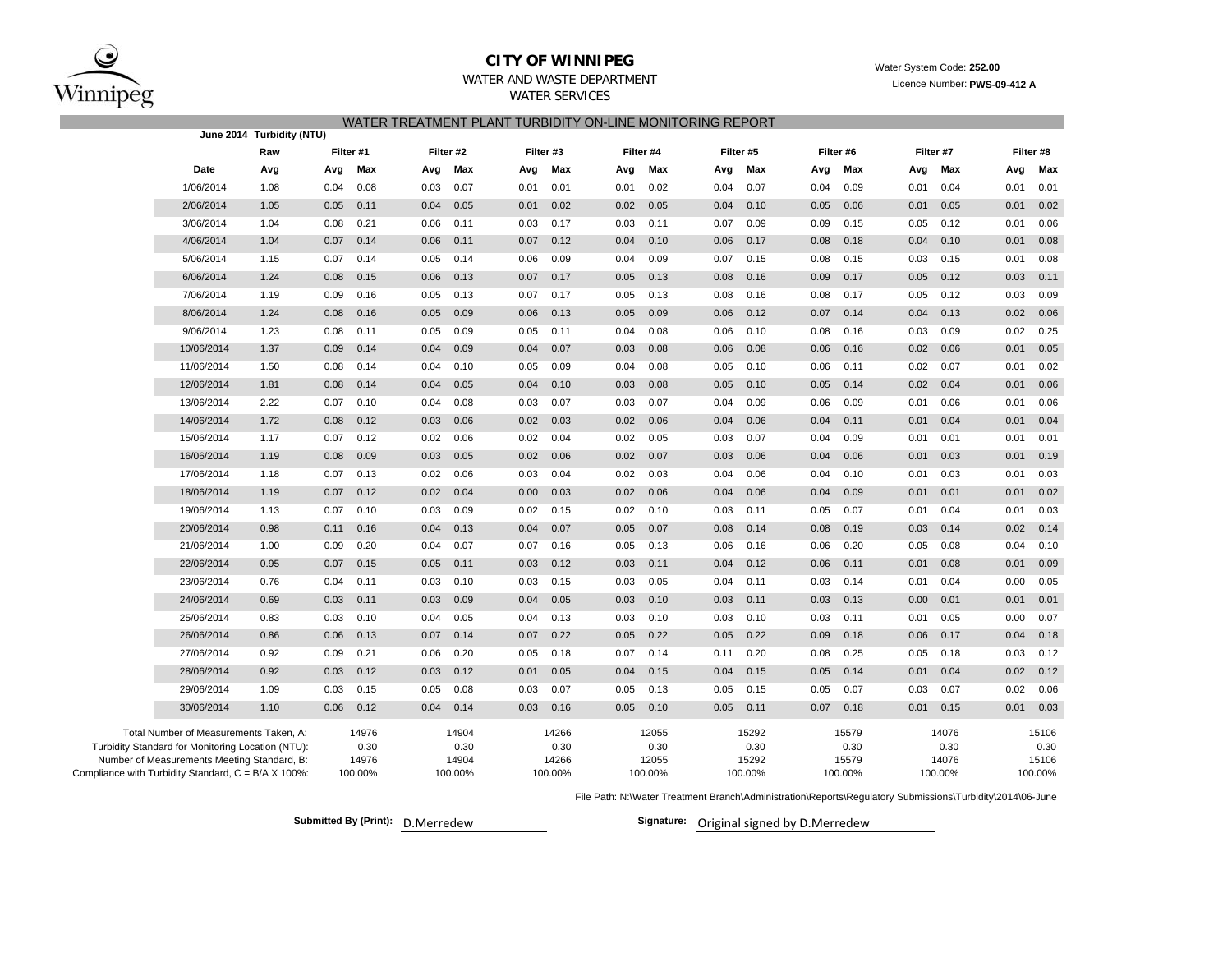# CITY OF WINNIPEG

WATER AND WASTE DEPARTMENT

WATER SERVICES

Water System Code: **252.00**

Licence Number: **PWS-09-412 A**

## WATER TREATMENT PLANT TURBIDITY ON-LINE MONITORING REPORT

**June 2014 Turbidity (NTU)**

| Date | Raw Avg | Filter #1 Avg | Filter #1 Max | Filter #2 Avg | Filter #2 Max | Filter #3 Avg | Filter #3 Max | Filter #4 Avg | Filter #4 Max | Filter #5 Avg | Filter #5 Max | Filter #6 Avg | Filter #6 Max | Filter #7 Avg | Filter #7 Max | Filter #8 Avg | Filter #8 Max |
|---|---|---|---|---|---|---|---|---|---|---|---|---|---|---|---|---|---|
| 1/06/2014 | 1.08 | 0.04 | 0.08 | 0.03 | 0.07 | 0.01 | 0.01 | 0.01 | 0.02 | 0.04 | 0.07 | 0.04 | 0.09 | 0.01 | 0.04 | 0.01 | 0.01 |
| 2/06/2014 | 1.05 | 0.05 | 0.11 | 0.04 | 0.05 | 0.01 | 0.02 | 0.02 | 0.05 | 0.04 | 0.10 | 0.05 | 0.06 | 0.01 | 0.05 | 0.01 | 0.02 |
| 3/06/2014 | 1.04 | 0.08 | 0.21 | 0.06 | 0.11 | 0.03 | 0.17 | 0.03 | 0.11 | 0.07 | 0.09 | 0.09 | 0.15 | 0.05 | 0.12 | 0.01 | 0.06 |
| 4/06/2014 | 1.04 | 0.07 | 0.14 | 0.06 | 0.11 | 0.07 | 0.12 | 0.04 | 0.10 | 0.06 | 0.17 | 0.08 | 0.18 | 0.04 | 0.10 | 0.01 | 0.08 |
| 5/06/2014 | 1.15 | 0.07 | 0.14 | 0.05 | 0.14 | 0.06 | 0.09 | 0.04 | 0.09 | 0.07 | 0.15 | 0.08 | 0.15 | 0.03 | 0.15 | 0.01 | 0.08 |
| 6/06/2014 | 1.24 | 0.08 | 0.15 | 0.06 | 0.13 | 0.07 | 0.17 | 0.05 | 0.13 | 0.08 | 0.16 | 0.09 | 0.17 | 0.05 | 0.12 | 0.03 | 0.11 |
| 7/06/2014 | 1.19 | 0.09 | 0.16 | 0.05 | 0.13 | 0.07 | 0.17 | 0.05 | 0.13 | 0.08 | 0.16 | 0.08 | 0.17 | 0.05 | 0.12 | 0.03 | 0.09 |
| 8/06/2014 | 1.24 | 0.08 | 0.16 | 0.05 | 0.09 | 0.06 | 0.13 | 0.05 | 0.09 | 0.06 | 0.12 | 0.07 | 0.14 | 0.04 | 0.13 | 0.02 | 0.06 |
| 9/06/2014 | 1.23 | 0.08 | 0.11 | 0.05 | 0.09 | 0.05 | 0.11 | 0.04 | 0.08 | 0.06 | 0.10 | 0.08 | 0.16 | 0.03 | 0.09 | 0.02 | 0.25 |
| 10/06/2014 | 1.37 | 0.09 | 0.14 | 0.04 | 0.09 | 0.04 | 0.07 | 0.03 | 0.08 | 0.06 | 0.08 | 0.06 | 0.16 | 0.02 | 0.06 | 0.01 | 0.05 |
| 11/06/2014 | 1.50 | 0.08 | 0.14 | 0.04 | 0.10 | 0.05 | 0.09 | 0.04 | 0.08 | 0.05 | 0.10 | 0.06 | 0.11 | 0.02 | 0.07 | 0.01 | 0.02 |
| 12/06/2014 | 1.81 | 0.08 | 0.14 | 0.04 | 0.05 | 0.04 | 0.10 | 0.03 | 0.08 | 0.05 | 0.10 | 0.05 | 0.14 | 0.02 | 0.04 | 0.01 | 0.06 |
| 13/06/2014 | 2.22 | 0.07 | 0.10 | 0.04 | 0.08 | 0.03 | 0.07 | 0.03 | 0.07 | 0.04 | 0.09 | 0.06 | 0.09 | 0.01 | 0.06 | 0.01 | 0.06 |
| 14/06/2014 | 1.72 | 0.08 | 0.12 | 0.03 | 0.06 | 0.02 | 0.03 | 0.02 | 0.06 | 0.04 | 0.06 | 0.04 | 0.11 | 0.01 | 0.04 | 0.01 | 0.04 |
| 15/06/2014 | 1.17 | 0.07 | 0.12 | 0.02 | 0.06 | 0.02 | 0.04 | 0.02 | 0.05 | 0.03 | 0.07 | 0.04 | 0.09 | 0.01 | 0.01 | 0.01 | 0.01 |
| 16/06/2014 | 1.19 | 0.08 | 0.09 | 0.03 | 0.05 | 0.02 | 0.06 | 0.02 | 0.07 | 0.03 | 0.06 | 0.04 | 0.06 | 0.01 | 0.03 | 0.01 | 0.19 |
| 17/06/2014 | 1.18 | 0.07 | 0.13 | 0.02 | 0.06 | 0.03 | 0.04 | 0.02 | 0.03 | 0.04 | 0.06 | 0.04 | 0.10 | 0.01 | 0.03 | 0.01 | 0.03 |
| 18/06/2014 | 1.19 | 0.07 | 0.12 | 0.02 | 0.04 | 0.00 | 0.03 | 0.02 | 0.06 | 0.04 | 0.06 | 0.04 | 0.09 | 0.01 | 0.01 | 0.01 | 0.02 |
| 19/06/2014 | 1.13 | 0.07 | 0.10 | 0.03 | 0.09 | 0.02 | 0.15 | 0.02 | 0.10 | 0.03 | 0.11 | 0.05 | 0.07 | 0.01 | 0.04 | 0.01 | 0.03 |
| 20/06/2014 | 0.98 | 0.11 | 0.16 | 0.04 | 0.13 | 0.04 | 0.07 | 0.05 | 0.07 | 0.08 | 0.14 | 0.08 | 0.19 | 0.03 | 0.14 | 0.02 | 0.14 |
| 21/06/2014 | 1.00 | 0.09 | 0.20 | 0.04 | 0.07 | 0.07 | 0.16 | 0.05 | 0.13 | 0.06 | 0.16 | 0.06 | 0.20 | 0.05 | 0.08 | 0.04 | 0.10 |
| 22/06/2014 | 0.95 | 0.07 | 0.15 | 0.05 | 0.11 | 0.03 | 0.12 | 0.03 | 0.11 | 0.04 | 0.12 | 0.06 | 0.11 | 0.01 | 0.08 | 0.01 | 0.09 |
| 23/06/2014 | 0.76 | 0.04 | 0.11 | 0.03 | 0.10 | 0.03 | 0.15 | 0.03 | 0.05 | 0.04 | 0.11 | 0.03 | 0.14 | 0.01 | 0.04 | 0.00 | 0.05 |
| 24/06/2014 | 0.69 | 0.03 | 0.11 | 0.03 | 0.09 | 0.04 | 0.05 | 0.03 | 0.10 | 0.03 | 0.11 | 0.03 | 0.13 | 0.00 | 0.01 | 0.01 | 0.01 |
| 25/06/2014 | 0.83 | 0.03 | 0.10 | 0.04 | 0.05 | 0.04 | 0.13 | 0.03 | 0.10 | 0.03 | 0.10 | 0.03 | 0.11 | 0.01 | 0.05 | 0.00 | 0.07 |
| 26/06/2014 | 0.86 | 0.06 | 0.13 | 0.07 | 0.14 | 0.07 | 0.22 | 0.05 | 0.22 | 0.05 | 0.22 | 0.09 | 0.18 | 0.06 | 0.17 | 0.04 | 0.18 |
| 27/06/2014 | 0.92 | 0.09 | 0.21 | 0.06 | 0.20 | 0.05 | 0.18 | 0.07 | 0.14 | 0.11 | 0.20 | 0.08 | 0.25 | 0.05 | 0.18 | 0.03 | 0.12 |
| 28/06/2014 | 0.92 | 0.03 | 0.12 | 0.03 | 0.12 | 0.01 | 0.05 | 0.04 | 0.15 | 0.04 | 0.15 | 0.05 | 0.14 | 0.01 | 0.04 | 0.02 | 0.12 |
| 29/06/2014 | 1.09 | 0.03 | 0.15 | 0.05 | 0.08 | 0.03 | 0.07 | 0.05 | 0.13 | 0.05 | 0.15 | 0.05 | 0.07 | 0.03 | 0.07 | 0.02 | 0.06 |
| 30/06/2014 | 1.10 | 0.06 | 0.12 | 0.04 | 0.14 | 0.03 | 0.16 | 0.05 | 0.10 | 0.05 | 0.11 | 0.07 | 0.18 | 0.01 | 0.15 | 0.01 | 0.03 |

| | Filter #1 | Filter #2 | Filter #3 | Filter #4 | Filter #5 | Filter #6 | Filter #7 | Filter #8 |
|---|---|---|---|---|---|---|---|---|
| Total Number of Measurements Taken, A: | 14976 | 14904 | 14266 | 12055 | 15292 | 15579 | 14076 | 15106 |
| Turbidity Standard for Monitoring Location (NTU): | 0.30 | 0.30 | 0.30 | 0.30 | 0.30 | 0.30 | 0.30 | 0.30 |
| Number of Measurements Meeting Standard, B: | 14976 | 14904 | 14266 | 12055 | 15292 | 15579 | 14076 | 15106 |
| Compliance with Turbidity Standard, C = B/A X 100%: | 100.00% | 100.00% | 100.00% | 100.00% | 100.00% | 100.00% | 100.00% | 100.00% |

File Path: N:\Water Treatment Branch\Administration\Reports\Regulatory Submissions\Turbidity\2014\06-June

**Submitted By (Print):** D.Merredew

**Signature:** Original signed by D.Merredew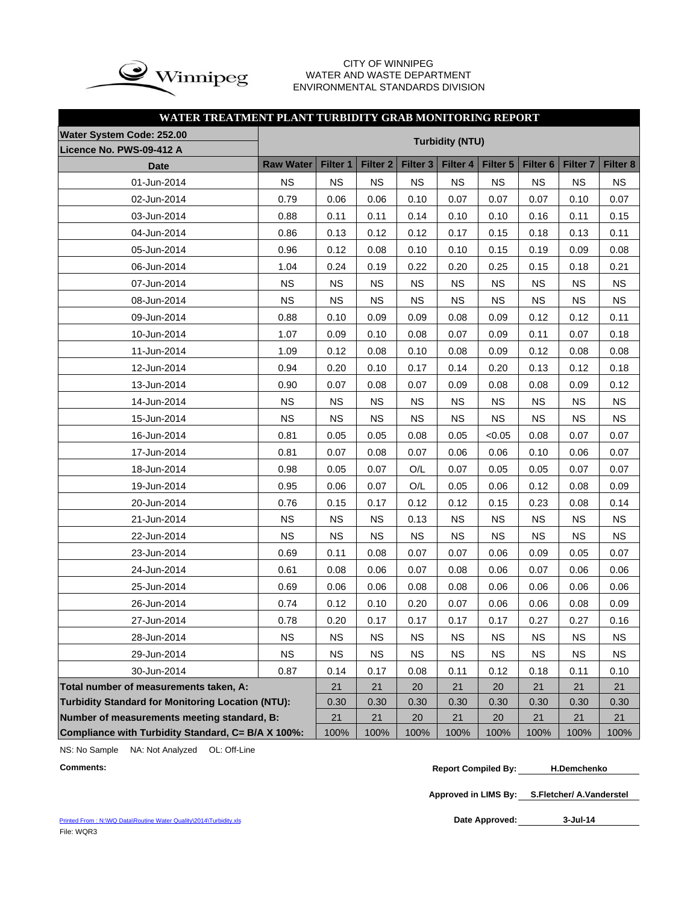CITY OF WINNIPEG
WATER AND WASTE DEPARTMENT
ENVIRONMENTAL STANDARDS DIVISION

## WATER TREATMENT PLANT TURBIDITY GRAB MONITORING REPORT

| Water System Code: 252.00<br>Licence No. PWS-09-412 A | Turbidity (NTU) | | | | | | | | |
|---|---|---|---|---|---|---|---|---|---|
| **Date** | **Raw Water** | **Filter 1** | **Filter 2** | **Filter 3** | **Filter 4** | **Filter 5** | **Filter 6** | **Filter 7** | **Filter 8** |
| 01-Jun-2014 | NS | NS | NS | NS | NS | NS | NS | NS | NS |
| 02-Jun-2014 | 0.79 | 0.06 | 0.06 | 0.10 | 0.07 | 0.07 | 0.07 | 0.10 | 0.07 |
| 03-Jun-2014 | 0.88 | 0.11 | 0.11 | 0.14 | 0.10 | 0.10 | 0.16 | 0.11 | 0.15 |
| 04-Jun-2014 | 0.86 | 0.13 | 0.12 | 0.12 | 0.17 | 0.15 | 0.18 | 0.13 | 0.11 |
| 05-Jun-2014 | 0.96 | 0.12 | 0.08 | 0.10 | 0.10 | 0.15 | 0.19 | 0.09 | 0.08 |
| 06-Jun-2014 | 1.04 | 0.24 | 0.19 | 0.22 | 0.20 | 0.25 | 0.15 | 0.18 | 0.21 |
| 07-Jun-2014 | NS | NS | NS | NS | NS | NS | NS | NS | NS |
| 08-Jun-2014 | NS | NS | NS | NS | NS | NS | NS | NS | NS |
| 09-Jun-2014 | 0.88 | 0.10 | 0.09 | 0.09 | 0.08 | 0.09 | 0.12 | 0.12 | 0.11 |
| 10-Jun-2014 | 1.07 | 0.09 | 0.10 | 0.08 | 0.07 | 0.09 | 0.11 | 0.07 | 0.18 |
| 11-Jun-2014 | 1.09 | 0.12 | 0.08 | 0.10 | 0.08 | 0.09 | 0.12 | 0.08 | 0.08 |
| 12-Jun-2014 | 0.94 | 0.20 | 0.10 | 0.17 | 0.14 | 0.20 | 0.13 | 0.12 | 0.18 |
| 13-Jun-2014 | 0.90 | 0.07 | 0.08 | 0.07 | 0.09 | 0.08 | 0.08 | 0.09 | 0.12 |
| 14-Jun-2014 | NS | NS | NS | NS | NS | NS | NS | NS | NS |
| 15-Jun-2014 | NS | NS | NS | NS | NS | NS | NS | NS | NS |
| 16-Jun-2014 | 0.81 | 0.05 | 0.05 | 0.08 | 0.05 | <0.05 | 0.08 | 0.07 | 0.07 |
| 17-Jun-2014 | 0.81 | 0.07 | 0.08 | 0.07 | 0.06 | 0.06 | 0.10 | 0.06 | 0.07 |
| 18-Jun-2014 | 0.98 | 0.05 | 0.07 | O/L | 0.07 | 0.05 | 0.05 | 0.07 | 0.07 |
| 19-Jun-2014 | 0.95 | 0.06 | 0.07 | O/L | 0.05 | 0.06 | 0.12 | 0.08 | 0.09 |
| 20-Jun-2014 | 0.76 | 0.15 | 0.17 | 0.12 | 0.12 | 0.15 | 0.23 | 0.08 | 0.14 |
| 21-Jun-2014 | NS | NS | NS | 0.13 | NS | NS | NS | NS | NS |
| 22-Jun-2014 | NS | NS | NS | NS | NS | NS | NS | NS | NS |
| 23-Jun-2014 | 0.69 | 0.11 | 0.08 | 0.07 | 0.07 | 0.06 | 0.09 | 0.05 | 0.07 |
| 24-Jun-2014 | 0.61 | 0.08 | 0.06 | 0.07 | 0.08 | 0.06 | 0.07 | 0.06 | 0.06 |
| 25-Jun-2014 | 0.69 | 0.06 | 0.06 | 0.08 | 0.08 | 0.06 | 0.06 | 0.06 | 0.06 |
| 26-Jun-2014 | 0.74 | 0.12 | 0.10 | 0.20 | 0.07 | 0.06 | 0.06 | 0.08 | 0.09 |
| 27-Jun-2014 | 0.78 | 0.20 | 0.17 | 0.17 | 0.17 | 0.17 | 0.27 | 0.27 | 0.16 |
| 28-Jun-2014 | NS | NS | NS | NS | NS | NS | NS | NS | NS |
| 29-Jun-2014 | NS | NS | NS | NS | NS | NS | NS | NS | NS |
| 30-Jun-2014 | 0.87 | 0.14 | 0.17 | 0.08 | 0.11 | 0.12 | 0.18 | 0.11 | 0.10 |
| **Total number of measurements taken, A:** | | 21 | 21 | 20 | 21 | 20 | 21 | 21 | 21 |
| **Turbidity Standard for Monitoring Location (NTU):** | | 0.30 | 0.30 | 0.30 | 0.30 | 0.30 | 0.30 | 0.30 | 0.30 |
| **Number of measurements meeting standard, B:** | | 21 | 21 | 20 | 21 | 20 | 21 | 21 | 21 |
| **Compliance with Turbidity Standard, C= B/A X 100%:** | | 100% | 100% | 100% | 100% | 100% | 100% | 100% | 100% |

NS: No Sample NA: Not Analyzed OL: Off-Line

**Comments:**

**Report Compiled By:** H.Demchenko

**Approved in LIMS By:** S.Fletcher/ A.Vanderstel

**Date Approved:** 3-Jul-14

Printed From : N:\WQ Data\Routine Water Quality\2014\Turbidity.xls
File: WQR3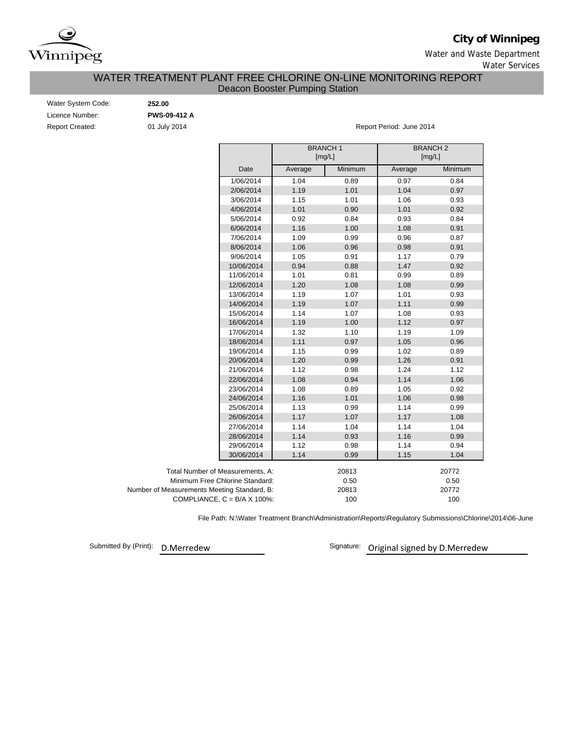**City of Winnipeg**

Water and Waste Department

Water Services

# WATER TREATMENT PLANT FREE CHLORINE ON-LINE MONITORING REPORT

## Deacon Booster Pumping Station

Water System Code: **252.00**

Licence Number: **PWS-09-412 A**

Report Created: 01 July 2014

Report Period: June 2014

| | BRANCH 1 [mg/L] | | BRANCH 2 [mg/L] | |
|---|---|---|---|---|
| Date | Average | Minimum | Average | Minimum |
| 1/06/2014 | 1.04 | 0.89 | 0.97 | 0.84 |
| 2/06/2014 | 1.19 | 1.01 | 1.04 | 0.97 |
| 3/06/2014 | 1.15 | 1.01 | 1.06 | 0.93 |
| 4/06/2014 | 1.01 | 0.90 | 1.01 | 0.92 |
| 5/06/2014 | 0.92 | 0.84 | 0.93 | 0.84 |
| 6/06/2014 | 1.16 | 1.00 | 1.08 | 0.91 |
| 7/06/2014 | 1.09 | 0.99 | 0.96 | 0.87 |
| 8/06/2014 | 1.06 | 0.96 | 0.98 | 0.91 |
| 9/06/2014 | 1.05 | 0.91 | 1.17 | 0.79 |
| 10/06/2014 | 0.94 | 0.88 | 1.47 | 0.92 |
| 11/06/2014 | 1.01 | 0.81 | 0.99 | 0.89 |
| 12/06/2014 | 1.20 | 1.08 | 1.08 | 0.99 |
| 13/06/2014 | 1.19 | 1.07 | 1.01 | 0.93 |
| 14/06/2014 | 1.19 | 1.07 | 1.11 | 0.99 |
| 15/06/2014 | 1.14 | 1.07 | 1.08 | 0.93 |
| 16/06/2014 | 1.19 | 1.00 | 1.12 | 0.97 |
| 17/06/2014 | 1.32 | 1.10 | 1.19 | 1.09 |
| 18/06/2014 | 1.11 | 0.97 | 1.05 | 0.96 |
| 19/06/2014 | 1.15 | 0.99 | 1.02 | 0.89 |
| 20/06/2014 | 1.20 | 0.99 | 1.26 | 0.91 |
| 21/06/2014 | 1.12 | 0.98 | 1.24 | 1.12 |
| 22/06/2014 | 1.08 | 0.94 | 1.14 | 1.06 |
| 23/06/2014 | 1.08 | 0.89 | 1.05 | 0.92 |
| 24/06/2014 | 1.16 | 1.01 | 1.06 | 0.98 |
| 25/06/2014 | 1.13 | 0.99 | 1.14 | 0.99 |
| 26/06/2014 | 1.17 | 1.07 | 1.17 | 1.08 |
| 27/06/2014 | 1.14 | 1.04 | 1.14 | 1.04 |
| 28/06/2014 | 1.14 | 0.93 | 1.16 | 0.99 |
| 29/06/2014 | 1.12 | 0.98 | 1.14 | 0.94 |
| 30/06/2014 | 1.14 | 0.99 | 1.15 | 1.04 |

| | BRANCH 1 | BRANCH 2 |
|---|---|---|
| Total Number of Measurements, A: | 20813 | 20772 |
| Minimum Free Chlorine Standard: | 0.50 | 0.50 |
| Number of Measurements Meeting Standard, B: | 20813 | 20772 |
| COMPLIANCE, C = B/A X 100%: | 100 | 100 |

File Path: N:\Water Treatment Branch\Administration\Reports\Regulatory Submissions\Chlorine\2014\06-June

Submitted By (Print): D.Merredew

Signature: Original signed by D.Merredew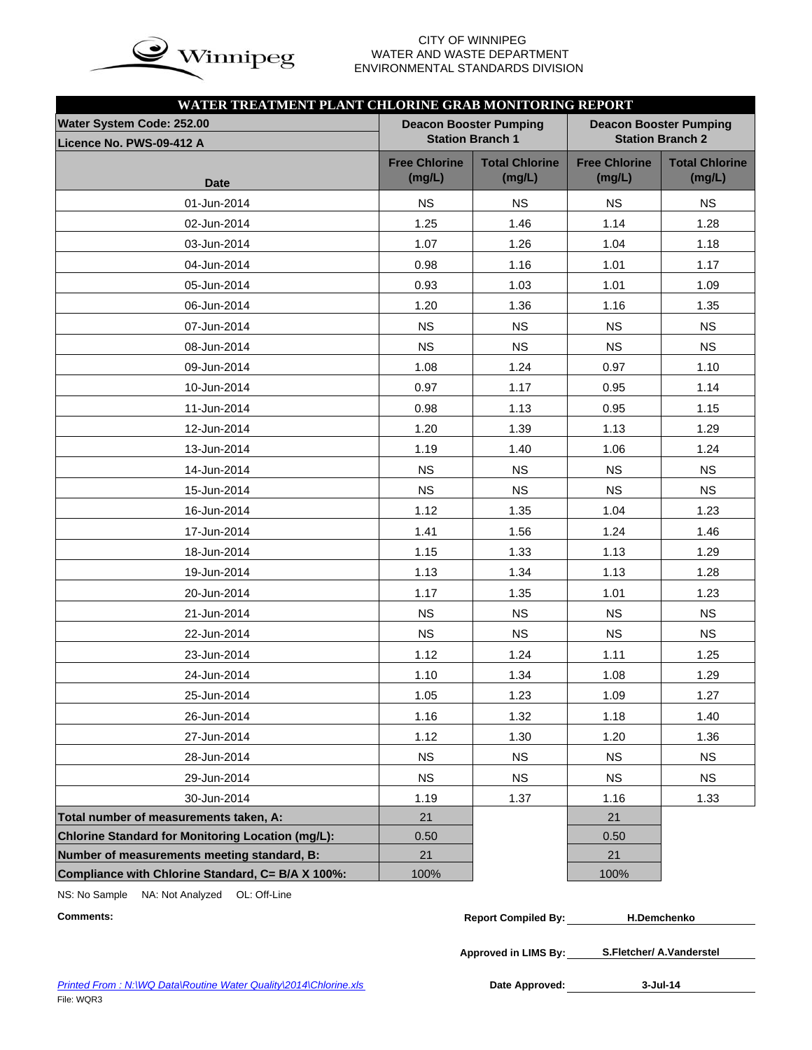CITY OF WINNIPEG
WATER AND WASTE DEPARTMENT
ENVIRONMENTAL STANDARDS DIVISION

## WATER TREATMENT PLANT CHLORINE GRAB MONITORING REPORT

| Water System Code: 252.00<br>Licence No. PWS-09-412 A | Deacon Booster Pumping Station Branch 1 | | Deacon Booster Pumping Station Branch 2 | |
|---|---|---|---|---|
| **Date** | **Free Chlorine (mg/L)** | **Total Chlorine (mg/L)** | **Free Chlorine (mg/L)** | **Total Chlorine (mg/L)** |
| 01-Jun-2014 | NS | NS | NS | NS |
| 02-Jun-2014 | 1.25 | 1.46 | 1.14 | 1.28 |
| 03-Jun-2014 | 1.07 | 1.26 | 1.04 | 1.18 |
| 04-Jun-2014 | 0.98 | 1.16 | 1.01 | 1.17 |
| 05-Jun-2014 | 0.93 | 1.03 | 1.01 | 1.09 |
| 06-Jun-2014 | 1.20 | 1.36 | 1.16 | 1.35 |
| 07-Jun-2014 | NS | NS | NS | NS |
| 08-Jun-2014 | NS | NS | NS | NS |
| 09-Jun-2014 | 1.08 | 1.24 | 0.97 | 1.10 |
| 10-Jun-2014 | 0.97 | 1.17 | 0.95 | 1.14 |
| 11-Jun-2014 | 0.98 | 1.13 | 0.95 | 1.15 |
| 12-Jun-2014 | 1.20 | 1.39 | 1.13 | 1.29 |
| 13-Jun-2014 | 1.19 | 1.40 | 1.06 | 1.24 |
| 14-Jun-2014 | NS | NS | NS | NS |
| 15-Jun-2014 | NS | NS | NS | NS |
| 16-Jun-2014 | 1.12 | 1.35 | 1.04 | 1.23 |
| 17-Jun-2014 | 1.41 | 1.56 | 1.24 | 1.46 |
| 18-Jun-2014 | 1.15 | 1.33 | 1.13 | 1.29 |
| 19-Jun-2014 | 1.13 | 1.34 | 1.13 | 1.28 |
| 20-Jun-2014 | 1.17 | 1.35 | 1.01 | 1.23 |
| 21-Jun-2014 | NS | NS | NS | NS |
| 22-Jun-2014 | NS | NS | NS | NS |
| 23-Jun-2014 | 1.12 | 1.24 | 1.11 | 1.25 |
| 24-Jun-2014 | 1.10 | 1.34 | 1.08 | 1.29 |
| 25-Jun-2014 | 1.05 | 1.23 | 1.09 | 1.27 |
| 26-Jun-2014 | 1.16 | 1.32 | 1.18 | 1.40 |
| 27-Jun-2014 | 1.12 | 1.30 | 1.20 | 1.36 |
| 28-Jun-2014 | NS | NS | NS | NS |
| 29-Jun-2014 | NS | NS | NS | NS |
| 30-Jun-2014 | 1.19 | 1.37 | 1.16 | 1.33 |
| **Total number of measurements taken, A:** | 21 | | 21 | |
| **Chlorine Standard for Monitoring Location (mg/L):** | 0.50 | | 0.50 | |
| **Number of measurements meeting standard, B:** | 21 | | 21 | |
| **Compliance with Chlorine Standard, C= B/A X 100%:** | 100% | | 100% | |

NS: No Sample NA: Not Analyzed OL: Off-Line

**Comments:**

**Report Compiled By:** H.Demchenko

**Approved in LIMS By:** S.Fletcher/ A.Vanderstel

**Date Approved:** 3-Jul-14

*Printed From : N:\WQ Data\Routine Water Quality\2014\Chlorine.xls*

File: WQR3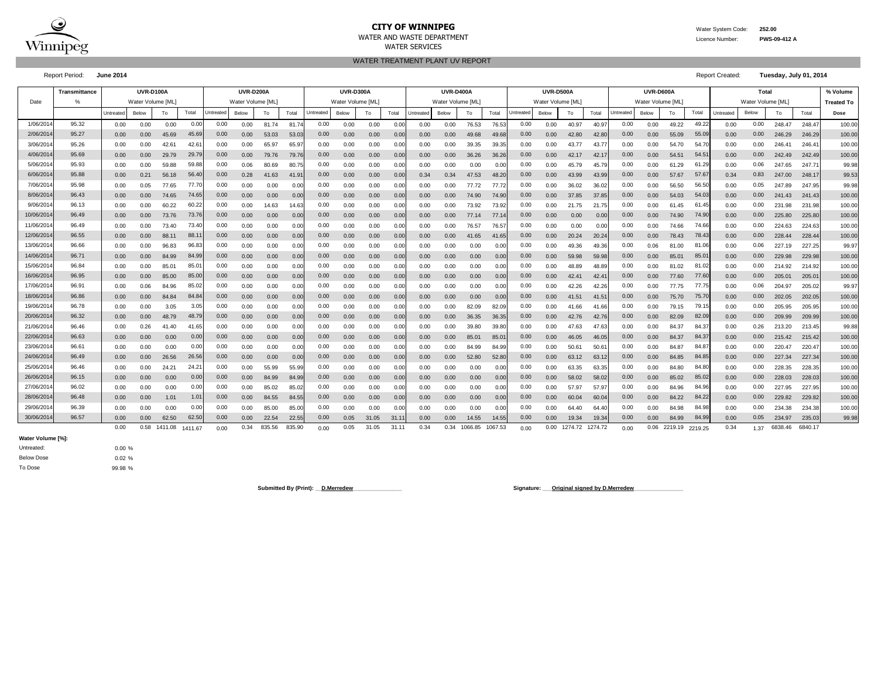**CITY OF WINNIPEG**
WATER AND WASTE DEPARTMENT
WATER SERVICES

Water System Code: **252.00**
Licence Number: **PWS-09-412 A**

## WATER TREATMENT PLANT UV REPORT

Report Period: **June 2014**

Report Created: **Tuesday, July 01, 2014**

| Date | Transmittance | UVR-D100A | | | | UVR-D200A | | | | UVR-D300A | | | | UVR-D400A | | | | UVR-D500A | | | | UVR-D600A | | | | Total | | | | % Volume |
|---|---|---|---|---|---|---|---|---|---|---|---|---|---|---|---|---|---|---|---|---|---|---|---|---|---|---|---|---|---|---|
| | % | Water Volume [ML] | | | | Water Volume [ML] | | | | Water Volume [ML] | | | | Water Volume [ML] | | | | Water Volume [ML] | | | | Water Volume [ML] | | | | Water Volume [ML] | | | | Treated To |
| | | Untreated | Below | To | Total | Untreated | Below | To | Total | Untreated | Below | To | Total | Untreated | Below | To | Total | Untreated | Below | To | Total | Untreated | Below | To | Total | Untreated | Below | To | Total | Dose |
| 1/06/2014 | 95.32 | 0.00 | 0.00 | 0.00 | 0.00 | 0.00 | 0.00 | 81.74 | 81.74 | 0.00 | 0.00 | 0.00 | 0.00 | 0.00 | 0.00 | 76.53 | 76.53 | 0.00 | 0.00 | 40.97 | 40.97 | 0.00 | 0.00 | 49.22 | 49.22 | 0.00 | 0.00 | 248.47 | 248.47 | 100.00 |
| 2/06/2014 | 95.27 | 0.00 | 0.00 | 45.69 | 45.69 | 0.00 | 0.00 | 53.03 | 53.03 | 0.00 | 0.00 | 0.00 | 0.00 | 0.00 | 0.00 | 49.68 | 49.68 | 0.00 | 0.00 | 42.80 | 42.80 | 0.00 | 0.00 | 55.09 | 55.09 | 0.00 | 0.00 | 246.29 | 246.29 | 100.00 |
| 3/06/2014 | 95.26 | 0.00 | 0.00 | 42.61 | 42.61 | 0.00 | 0.00 | 65.97 | 65.97 | 0.00 | 0.00 | 0.00 | 0.00 | 0.00 | 0.00 | 39.35 | 39.35 | 0.00 | 0.00 | 43.77 | 43.77 | 0.00 | 0.00 | 54.70 | 54.70 | 0.00 | 0.00 | 246.41 | 246.41 | 100.00 |
| 4/06/2014 | 95.69 | 0.00 | 0.00 | 29.79 | 29.79 | 0.00 | 0.00 | 79.76 | 79.76 | 0.00 | 0.00 | 0.00 | 0.00 | 0.00 | 0.00 | 36.26 | 36.26 | 0.00 | 0.00 | 42.17 | 42.17 | 0.00 | 0.00 | 54.51 | 54.51 | 0.00 | 0.00 | 242.49 | 242.49 | 100.00 |
| 5/06/2014 | 95.93 | 0.00 | 0.00 | 59.88 | 59.88 | 0.00 | 0.06 | 80.69 | 80.75 | 0.00 | 0.00 | 0.00 | 0.00 | 0.00 | 0.00 | 0.00 | 0.00 | 0.00 | 0.00 | 45.79 | 45.79 | 0.00 | 0.00 | 61.29 | 61.29 | 0.00 | 0.06 | 247.65 | 247.71 | 99.98 |
| 6/06/2014 | 95.88 | 0.00 | 0.21 | 56.18 | 56.40 | 0.00 | 0.28 | 41.63 | 41.91 | 0.00 | 0.00 | 0.00 | 0.00 | 0.34 | 0.34 | 47.53 | 48.20 | 0.00 | 0.00 | 43.99 | 43.99 | 0.00 | 0.00 | 57.67 | 57.67 | 0.34 | 0.83 | 247.00 | 248.17 | 99.53 |
| 7/06/2014 | 95.98 | 0.00 | 0.05 | 77.65 | 77.70 | 0.00 | 0.00 | 0.00 | 0.00 | 0.00 | 0.00 | 0.00 | 0.00 | 0.00 | 0.00 | 77.72 | 77.72 | 0.00 | 0.00 | 36.02 | 36.02 | 0.00 | 0.00 | 56.50 | 56.50 | 0.00 | 0.05 | 247.89 | 247.95 | 99.98 |
| 8/06/2014 | 96.43 | 0.00 | 0.00 | 74.65 | 74.65 | 0.00 | 0.00 | 0.00 | 0.00 | 0.00 | 0.00 | 0.00 | 0.00 | 0.00 | 0.00 | 74.90 | 74.90 | 0.00 | 0.00 | 37.85 | 37.85 | 0.00 | 0.00 | 54.03 | 54.03 | 0.00 | 0.00 | 241.43 | 241.43 | 100.00 |
| 9/06/2014 | 96.13 | 0.00 | 0.00 | 60.22 | 60.22 | 0.00 | 0.00 | 14.63 | 14.63 | 0.00 | 0.00 | 0.00 | 0.00 | 0.00 | 0.00 | 73.92 | 73.92 | 0.00 | 0.00 | 21.75 | 21.75 | 0.00 | 0.00 | 61.45 | 61.45 | 0.00 | 0.00 | 231.98 | 231.98 | 100.00 |
| 10/06/2014 | 96.49 | 0.00 | 0.00 | 73.76 | 73.76 | 0.00 | 0.00 | 0.00 | 0.00 | 0.00 | 0.00 | 0.00 | 0.00 | 0.00 | 0.00 | 77.14 | 77.14 | 0.00 | 0.00 | 0.00 | 0.00 | 0.00 | 0.00 | 74.90 | 74.90 | 0.00 | 0.00 | 225.80 | 225.80 | 100.00 |
| 11/06/2014 | 96.49 | 0.00 | 0.00 | 73.40 | 73.40 | 0.00 | 0.00 | 0.00 | 0.00 | 0.00 | 0.00 | 0.00 | 0.00 | 0.00 | 0.00 | 76.57 | 76.57 | 0.00 | 0.00 | 0.00 | 0.00 | 0.00 | 0.00 | 74.66 | 74.66 | 0.00 | 0.00 | 224.63 | 224.63 | 100.00 |
| 12/06/2014 | 96.55 | 0.00 | 0.00 | 88.11 | 88.11 | 0.00 | 0.00 | 0.00 | 0.00 | 0.00 | 0.00 | 0.00 | 0.00 | 0.00 | 0.00 | 41.65 | 41.65 | 0.00 | 0.00 | 20.24 | 20.24 | 0.00 | 0.00 | 78.43 | 78.43 | 0.00 | 0.00 | 228.44 | 228.44 | 100.00 |
| 13/06/2014 | 96.66 | 0.00 | 0.00 | 96.83 | 96.83 | 0.00 | 0.00 | 0.00 | 0.00 | 0.00 | 0.00 | 0.00 | 0.00 | 0.00 | 0.00 | 0.00 | 0.00 | 0.00 | 0.00 | 49.36 | 49.36 | 0.00 | 0.06 | 81.00 | 81.06 | 0.00 | 0.06 | 227.19 | 227.25 | 99.97 |
| 14/06/2014 | 96.71 | 0.00 | 0.00 | 84.99 | 84.99 | 0.00 | 0.00 | 0.00 | 0.00 | 0.00 | 0.00 | 0.00 | 0.00 | 0.00 | 0.00 | 0.00 | 0.00 | 0.00 | 0.00 | 59.98 | 59.98 | 0.00 | 0.00 | 85.01 | 85.01 | 0.00 | 0.00 | 229.98 | 229.98 | 100.00 |
| 15/06/2014 | 96.84 | 0.00 | 0.00 | 85.01 | 85.01 | 0.00 | 0.00 | 0.00 | 0.00 | 0.00 | 0.00 | 0.00 | 0.00 | 0.00 | 0.00 | 0.00 | 0.00 | 0.00 | 0.00 | 48.89 | 48.89 | 0.00 | 0.00 | 81.02 | 81.02 | 0.00 | 0.00 | 214.92 | 214.92 | 100.00 |
| 16/06/2014 | 96.95 | 0.00 | 0.00 | 85.00 | 85.00 | 0.00 | 0.00 | 0.00 | 0.00 | 0.00 | 0.00 | 0.00 | 0.00 | 0.00 | 0.00 | 0.00 | 0.00 | 0.00 | 0.00 | 42.41 | 42.41 | 0.00 | 0.00 | 77.60 | 77.60 | 0.00 | 0.00 | 205.01 | 205.01 | 100.00 |
| 17/06/2014 | 96.91 | 0.00 | 0.06 | 84.96 | 85.02 | 0.00 | 0.00 | 0.00 | 0.00 | 0.00 | 0.00 | 0.00 | 0.00 | 0.00 | 0.00 | 0.00 | 0.00 | 0.00 | 0.00 | 42.26 | 42.26 | 0.00 | 0.00 | 77.75 | 77.75 | 0.00 | 0.06 | 204.97 | 205.02 | 99.97 |
| 18/06/2014 | 96.86 | 0.00 | 0.00 | 84.84 | 84.84 | 0.00 | 0.00 | 0.00 | 0.00 | 0.00 | 0.00 | 0.00 | 0.00 | 0.00 | 0.00 | 0.00 | 0.00 | 0.00 | 0.00 | 41.51 | 41.51 | 0.00 | 0.00 | 75.70 | 75.70 | 0.00 | 0.00 | 202.05 | 202.05 | 100.00 |
| 19/06/2014 | 96.78 | 0.00 | 0.00 | 3.05 | 3.05 | 0.00 | 0.00 | 0.00 | 0.00 | 0.00 | 0.00 | 0.00 | 0.00 | 0.00 | 0.00 | 82.09 | 82.09 | 0.00 | 0.00 | 41.66 | 41.66 | 0.00 | 0.00 | 79.15 | 79.15 | 0.00 | 0.00 | 205.95 | 205.95 | 100.00 |
| 20/06/2014 | 96.32 | 0.00 | 0.00 | 48.79 | 48.79 | 0.00 | 0.00 | 0.00 | 0.00 | 0.00 | 0.00 | 0.00 | 0.00 | 0.00 | 0.00 | 36.35 | 36.35 | 0.00 | 0.00 | 42.76 | 42.76 | 0.00 | 0.00 | 82.09 | 82.09 | 0.00 | 0.00 | 209.99 | 209.99 | 100.00 |
| 21/06/2014 | 96.46 | 0.00 | 0.26 | 41.40 | 41.65 | 0.00 | 0.00 | 0.00 | 0.00 | 0.00 | 0.00 | 0.00 | 0.00 | 0.00 | 0.00 | 39.80 | 39.80 | 0.00 | 0.00 | 47.63 | 47.63 | 0.00 | 0.00 | 84.37 | 84.37 | 0.00 | 0.26 | 213.20 | 213.45 | 99.88 |
| 22/06/2014 | 96.63 | 0.00 | 0.00 | 0.00 | 0.00 | 0.00 | 0.00 | 0.00 | 0.00 | 0.00 | 0.00 | 0.00 | 0.00 | 0.00 | 0.00 | 85.01 | 85.01 | 0.00 | 0.00 | 46.05 | 46.05 | 0.00 | 0.00 | 84.37 | 84.37 | 0.00 | 0.00 | 215.42 | 215.42 | 100.00 |
| 23/06/2014 | 96.61 | 0.00 | 0.00 | 0.00 | 0.00 | 0.00 | 0.00 | 0.00 | 0.00 | 0.00 | 0.00 | 0.00 | 0.00 | 0.00 | 0.00 | 84.99 | 84.99 | 0.00 | 0.00 | 50.61 | 50.61 | 0.00 | 0.00 | 84.87 | 84.87 | 0.00 | 0.00 | 220.47 | 220.47 | 100.00 |
| 24/06/2014 | 96.49 | 0.00 | 0.00 | 26.56 | 26.56 | 0.00 | 0.00 | 0.00 | 0.00 | 0.00 | 0.00 | 0.00 | 0.00 | 0.00 | 0.00 | 52.80 | 52.80 | 0.00 | 0.00 | 63.12 | 63.12 | 0.00 | 0.00 | 84.85 | 84.85 | 0.00 | 0.00 | 227.34 | 227.34 | 100.00 |
| 25/06/2014 | 96.46 | 0.00 | 0.00 | 24.21 | 24.21 | 0.00 | 0.00 | 55.99 | 55.99 | 0.00 | 0.00 | 0.00 | 0.00 | 0.00 | 0.00 | 0.00 | 0.00 | 0.00 | 0.00 | 63.35 | 63.35 | 0.00 | 0.00 | 84.80 | 84.80 | 0.00 | 0.00 | 228.35 | 228.35 | 100.00 |
| 26/06/2014 | 96.15 | 0.00 | 0.00 | 0.00 | 0.00 | 0.00 | 0.00 | 84.99 | 84.99 | 0.00 | 0.00 | 0.00 | 0.00 | 0.00 | 0.00 | 0.00 | 0.00 | 0.00 | 0.00 | 58.02 | 58.02 | 0.00 | 0.00 | 85.02 | 85.02 | 0.00 | 0.00 | 228.03 | 228.03 | 100.00 |
| 27/06/2014 | 96.02 | 0.00 | 0.00 | 0.00 | 0.00 | 0.00 | 0.00 | 85.02 | 85.02 | 0.00 | 0.00 | 0.00 | 0.00 | 0.00 | 0.00 | 0.00 | 0.00 | 0.00 | 0.00 | 57.97 | 57.97 | 0.00 | 0.00 | 84.96 | 84.96 | 0.00 | 0.00 | 227.95 | 227.95 | 100.00 |
| 28/06/2014 | 96.48 | 0.00 | 0.00 | 1.01 | 1.01 | 0.00 | 0.00 | 84.55 | 84.55 | 0.00 | 0.00 | 0.00 | 0.00 | 0.00 | 0.00 | 0.00 | 0.00 | 0.00 | 0.00 | 60.04 | 60.04 | 0.00 | 0.00 | 84.22 | 84.22 | 0.00 | 0.00 | 229.82 | 229.82 | 100.00 |
| 29/06/2014 | 96.39 | 0.00 | 0.00 | 0.00 | 0.00 | 0.00 | 0.00 | 85.00 | 85.00 | 0.00 | 0.00 | 0.00 | 0.00 | 0.00 | 0.00 | 0.00 | 0.00 | 0.00 | 0.00 | 64.40 | 64.40 | 0.00 | 0.00 | 84.98 | 84.98 | 0.00 | 0.00 | 234.38 | 234.38 | 100.00 |
| 30/06/2014 | 96.57 | 0.00 | 0.00 | 62.50 | 62.50 | 0.00 | 0.00 | 22.54 | 22.55 | 0.00 | 0.05 | 31.05 | 31.11 | 0.00 | 0.00 | 14.55 | 14.55 | 0.00 | 0.00 | 19.34 | 19.34 | 0.00 | 0.00 | 84.99 | 84.99 | 0.00 | 0.05 | 234.97 | 235.03 | 99.98 |
| | | 0.00 | 0.58 | 1411.08 | 1411.67 | 0.00 | 0.34 | 835.56 | 835.90 | 0.00 | 0.05 | 31.05 | 31.11 | 0.34 | 0.34 | 1066.85 | 1067.53 | 0.00 | 0.00 | 1274.72 | 1274.72 | 0.00 | 0.06 | 2219.19 | 2219.25 | 0.34 | 1.37 | 6838.46 | 6840.17 | |

**Water Volume [%]:**

| | |
|---|---|
| Untreated: | 0.00 % |
| Below Dose | 0.02 % |
| To Dose | 99.98 % |

**Submitted By (Print):** D.Merredew

**Signature:** Original signed by D.Merredew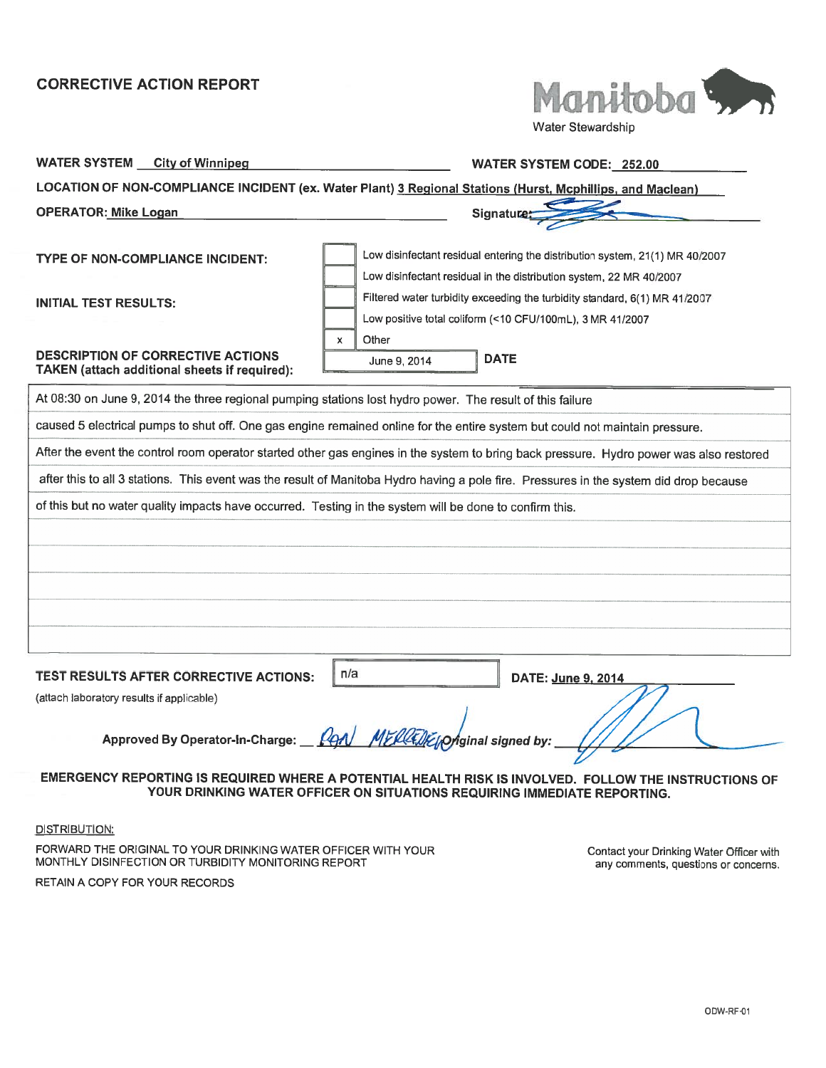# CORRECTIVE ACTION REPORT

Manitoba
Water Stewardship

**WATER SYSTEM** City of Winnipeg **WATER SYSTEM CODE:** 252.00

**LOCATION OF NON-COMPLIANCE INCIDENT (ex. Water Plant)** 3 Regional Stations (Hurst, Mcphillips, and Maclean)

**OPERATOR:** Mike Logan **Signature:**

**TYPE OF NON-COMPLIANCE INCIDENT:**

- [ ] Low disinfectant residual entering the distribution system, 21(1) MR 40/2007
- [ ] Low disinfectant residual in the distribution system, 22 MR 40/2007
- [ ] Filtered water turbidity exceeding the turbidity standard, 6(1) MR 41/2007
- [ ] Low positive total coliform (<10 CFU/100mL), 3 MR 41/2007
- [x] Other

**INITIAL TEST RESULTS:**

**DESCRIPTION OF CORRECTIVE ACTIONS TAKEN (attach additional sheets if required):**

June 9, 2014 **DATE**

At 08:30 on June 9, 2014 the three regional pumping stations lost hydro power. The result of this failure caused 5 electrical pumps to shut off. One gas engine remained online for the entire system but could not maintain pressure. After the event the control room operator started other gas engines in the system to bring back pressure. Hydro power was also restored after this to all 3 stations. This event was the result of Manitoba Hydro having a pole fire. Pressures in the system did drop because of this but no water quality impacts have occurred. Testing in the system will be done to confirm this.

**TEST RESULTS AFTER CORRECTIVE ACTIONS:** n/a **DATE:** June 9, 2014

(attach laboratory results if applicable)

**Approved By Operator-In-Charge:** Ron Merredew ***Original signed by:***

**EMERGENCY REPORTING IS REQUIRED WHERE A POTENTIAL HEALTH RISK IS INVOLVED. FOLLOW THE INSTRUCTIONS OF YOUR DRINKING WATER OFFICER ON SITUATIONS REQUIRING IMMEDIATE REPORTING.**

DISTRIBUTION:

FORWARD THE ORIGINAL TO YOUR DRINKING WATER OFFICER WITH YOUR MONTHLY DISINFECTION OR TURBIDITY MONITORING REPORT

RETAIN A COPY FOR YOUR RECORDS

Contact your Drinking Water Officer with any comments, questions or concerns.

ODW-RF-01